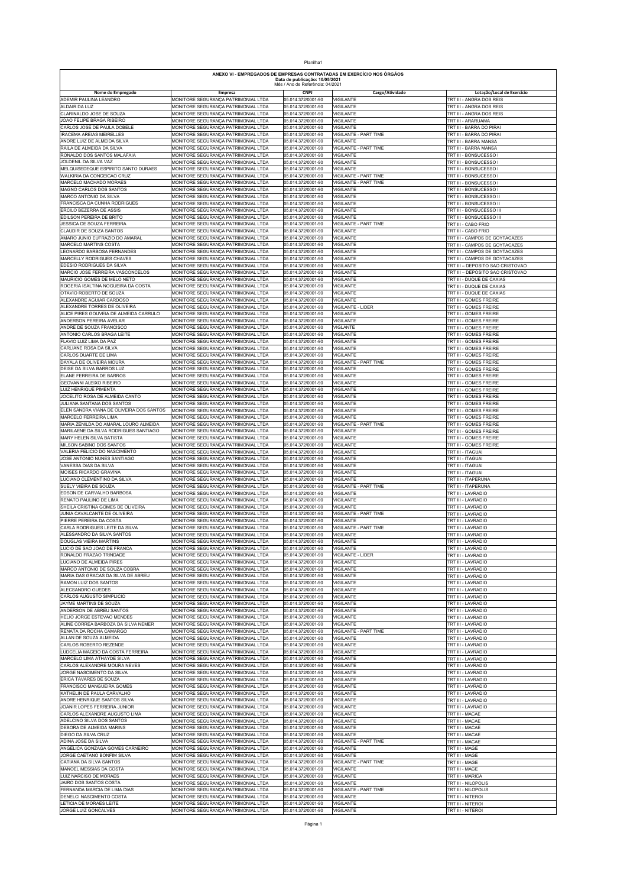## ANEXO VI - EMPREGADOS DE EMPRESAS CONTRATADAS EM EXERCÍCIO NOS ÓRGÃOS

**Data de publicação: 10/05/2021**

Mês / Ano de Referência: 04/2021

| Nome do Empregado | Empresa | CNPJ | Cargo/Atividade | Lotação/Local de Exercício |
|---|---|---|---|---|
| ADEMIR PAULINA LEANDRO | MONITORE SEGURANÇA PATRIMONIAL LTDA | 05.014.372/0001-90 | VIGILANTE | TRT III - ANGRA DOS REIS |
| ALDAIR DA LUZ | MONITORE SEGURANÇA PATRIMONIAL LTDA | 05.014.372/0001-90 | VIGILANTE | TRT III - ANGRA DOS REIS |
| CLARINALDO JOSE DE SOUZA | MONITORE SEGURANÇA PATRIMONIAL LTDA | 05.014.372/0001-90 | VIGILANTE | TRT III - ANGRA DOS REIS |
| JOAO FELIPE BRAGA RIBEIRO | MONITORE SEGURANÇA PATRIMONIAL LTDA | 05.014.372/0001-90 | VIGILANTE | TRT III - ARARUAMA |
| CARLOS JOSE DE PAULA DOBELE | MONITORE SEGURANÇA PATRIMONIAL LTDA | 05.014.372/0001-90 | VIGILANTE | TRT III - BARRA DO PIRAI |
| IRACEMA AREIAS MEIRELLES | MONITORE SEGURANÇA PATRIMONIAL LTDA | 05.014.372/0001-90 | VIGILANTE - PART TIME | TRT III - BARRA DO PIRAI |
| ANDRE LUIZ DE ALMEIDA SILVA | MONITORE SEGURANÇA PATRIMONIAL LTDA | 05.014.372/0001-90 | VIGILANTE | TRT III - BARRA MANSA |
| RAILA DE ALMEIDA DA SILVA | MONITORE SEGURANÇA PATRIMONIAL LTDA | 05.014.372/0001-90 | VIGILANTE - PART TIME | TRT III - BARRA MANSA |
| RONALDO DOS SANTOS MALAFAIA | MONITORE SEGURANÇA PATRIMONIAL LTDA | 05.014.372/0001-90 | VIGILANTE | TRT III - BONSUCESSO I |
| JOLDENIL DA SILVA VAZ | MONITORE SEGURANÇA PATRIMONIAL LTDA | 05.014.372/0001-90 | VIGILANTE | TRT III - BONSUCESSO I |
| MELQUISEDEQUE ESPIRITO SANTO DURAES | MONITORE SEGURANÇA PATRIMONIAL LTDA | 05.014.372/0001-90 | VIGILANTE | TRT III - BONSUCESSO I |
| WALKIRIA DA CONCEICAO CRUZ | MONITORE SEGURANÇA PATRIMONIAL LTDA | 05.014.372/0001-90 | VIGILANTE - PART TIME | TRT III - BONSUCESSO I |
| MARCELO MACHADO MORAES | MONITORE SEGURANÇA PATRIMONIAL LTDA | 05.014.372/0001-90 | VIGILANTE - PART TIME | TRT III - BONSUCESSO I |
| MAGNO CARLOS DOS SANTOS | MONITORE SEGURANÇA PATRIMONIAL LTDA | 05.014.372/0001-90 | VIGILANTE | TRT III - BONSUCESSO I |
| MARCO ANTONIO DA SILVA | MONITORE SEGURANÇA PATRIMONIAL LTDA | 05.014.372/0001-90 | VIGILANTE | TRT III - BONSUCESSO II |
| FRANCISCA DA CUNHA RODRIGUES | MONITORE SEGURANÇA PATRIMONIAL LTDA | 05.014.372/0001-90 | VIGILANTE | TRT III - BONSUCESSO II |
| ERCILO BEZERRA DE ASSIS | MONITORE SEGURANÇA PATRIMONIAL LTDA | 05.014.372/0001-90 | VIGILANTE | TRT III - BONSUCESSO III |
| EDILSON PEREIRA DE BRITO | MONITORE SEGURANÇA PATRIMONIAL LTDA | 05.014.372/0001-90 | VIGILANTE | TRT III - BONSUCESSO III |
| JESSICA DE SOUZA FERREIRA | MONITORE SEGURANÇA PATRIMONIAL LTDA | 05.014.372/0001-90 | VIGILANTE - PART TIME | TRT III - CABO FRIO |
| CLAUDIR DE SOUZA SANTOS | MONITORE SEGURANÇA PATRIMONIAL LTDA | 05.014.372/0001-90 | VIGILANTE | TRT III - CABO FRIO |
| AMARO JUNIO EUFRAZIO DO AMARAL | MONITORE SEGURANÇA PATRIMONIAL LTDA | 05.014.372/0001-90 | VIGILANTE | TRT III - CAMPOS DE GOYTACAZES |
| MARCELO MARTINS COSTA | MONITORE SEGURANÇA PATRIMONIAL LTDA | 05.014.372/0001-90 | VIGILANTE | TRT III - CAMPOS DE GOYTACAZES |
| LEONARDO BARBOSA FERNANDES | MONITORE SEGURANÇA PATRIMONIAL LTDA | 05.014.372/0001-90 | VIGILANTE | TRT III - CAMPOS DE GOYTACAZES |
| MARCELLY RODRIGUES CHAVES | MONITORE SEGURANÇA PATRIMONIAL LTDA | 05.014.372/0001-90 | VIGILANTE | TRT III - CAMPOS DE GOYTACAZES |
| EDESIO RODRIGUES DA SILVA | MONITORE SEGURANÇA PATRIMONIAL LTDA | 05.014.372/0001-90 | VIGILANTE | TRT III - DEPOSITO SAO CRISTOVAO |
| MARCIO JOSE FERREIRA VASCONCELOS | MONITORE SEGURANÇA PATRIMONIAL LTDA | 05.014.372/0001-90 | VIGILANTE | TRT III - DEPOSITO SAO CRISTOVAO |
| MAURICIO GOMES DE MELO NETO | MONITORE SEGURANÇA PATRIMONIAL LTDA | 05.014.372/0001-90 | VIGILANTE | TRT III - DUQUE DE CAXIAS |
| ROGERIA ISALTINA NOGUEIRA DA COSTA | MONITORE SEGURANÇA PATRIMONIAL LTDA | 05.014.372/0001-90 | VIGILANTE | TRT III - DUQUE DE CAXIAS |
| OTAVIO ROBERTO DE SOUZA | MONITORE SEGURANÇA PATRIMONIAL LTDA | 05.014.372/0001-90 | VIGILANTE | TRT III - DUQUE DE CAXIAS |
| ALEXANDRE AGUIAR CARDOSO | MONITORE SEGURANÇA PATRIMONIAL LTDA | 05.014.372/0001-90 | VIGILANTE | TRT III - GOMES FREIRE |
| ALEXANDRE TORRES DE OLIVEIRA | MONITORE SEGURANÇA PATRIMONIAL LTDA | 05.014.372/0001-90 | VIGILANTE - LIDER | TRT III - GOMES FREIRE |
| ALICE PIRES GOUVEIA DE ALMEIDA CARRULO | MONITORE SEGURANÇA PATRIMONIAL LTDA | 05.014.372/0001-90 | VIGILANTE | TRT III - GOMES FREIRE |
| ANDERSON PEREIRA AVELAR | MONITORE SEGURANÇA PATRIMONIAL LTDA | 05.014.372/0001-90 | VIGILANTE | TRT III - GOMES FREIRE |
| ANDRE DE SOUZA FRANCISCO | MONITORE SEGURANÇA PATRIMONIAL LTDA | 05.014.372/0001-90 | VIGLANTE | TRT III - GOMES FREIRE |
| ANTONIO CARLOS BRAGA LEITE | MONITORE SEGURANÇA PATRIMONIAL LTDA | 05.014.372/0001-90 | VIGILANTE | TRT III - GOMES FREIRE |
| FLAVIO LUIZ LIMA DA PAZ | MONITORE SEGURANÇA PATRIMONIAL LTDA | 05.014.372/0001-90 | VIGILANTE | TRT III - GOMES FREIRE |
| CARLIANE ROSA DA SILVA | MONITORE SEGURANÇA PATRIMONIAL LTDA | 05.014.372/0001-90 | VIGILANTE | TRT III - GOMES FREIRE |
| CARLOS DUARTE DE LIMA | MONITORE SEGURANÇA PATRIMONIAL LTDA | 05.014.372/0001-90 | VIGILANTE | TRT III - GOMES FREIRE |
| DAYALA DE OLIVEIRA MOURA | MONITORE SEGURANÇA PATRIMONIAL LTDA | 05.014.372/0001-90 | VIGILANTE - PART TIME | TRT III - GOMES FREIRE |
| DEISE DA SILVA BARROS LUZ | MONITORE SEGURANÇA PATRIMONIAL LTDA | 05.014.372/0001-90 | VIGILANTE | TRT III - GOMES FREIRE |
| ELANE FERREIRA DE BARROS | MONITORE SEGURANÇA PATRIMONIAL LTDA | 05.014.372/0001-90 | VIGILANTE | TRT III - GOMES FREIRE |
| GEOVANNI ALEIXO RIBEIRO | MONITORE SEGURANÇA PATRIMONIAL LTDA | 05.014.372/0001-90 | VIGILANTE | TRT III - GOMES FREIRE |
| LUIZ HENRIQUE PIMENTA | MONITORE SEGURANÇA PATRIMONIAL LTDA | 05.014.372/0001-90 | VIGILANTE | TRT III - GOMES FREIRE |
| JOCELITO ROSA DE ALMEIDA CANTO | MONITORE SEGURANÇA PATRIMONIAL LTDA | 05.014.372/0001-90 | VIGILANTE | TRT III - GOMES FREIRE |
| JULIANA SANTANA DOS SANTOS | MONITORE SEGURANÇA PATRIMONIAL LTDA | 05.014.372/0001-90 | VIGILANTE | TRT III - GOMES FREIRE |
| ELEN SANDRA VIANA DE OLIVEIRA DOS SANTOS | MONITORE SEGURANÇA PATRIMONIAL LTDA | 05.014.372/0001-90 | VIGILANTE | TRT III - GOMES FREIRE |
| MARCELO FERREIRA LIMA | MONITORE SEGURANÇA PATRIMONIAL LTDA | 05.014.372/0001-90 | VIGILANTE | TRT III - GOMES FREIRE |
| MARIA ZENILDA DO AMARAL LOURO ALMEIDA | MONITORE SEGURANÇA PATRIMONIAL LTDA | 05.014.372/0001-90 | VIGILANTE - PART TIME | TRT III - GOMES FREIRE |
| MARILAENE DA SILVA RODRIGUES SANTIAGO | MONITORE SEGURANÇA PATRIMONIAL LTDA | 05.014.372/0001-90 | VIGILANTE | TRT III - GOMES FREIRE |
| MARY HELEN SILVA BATISTA | MONITORE SEGURANÇA PATRIMONIAL LTDA | 05.014.372/0001-90 | VIGILANTE | TRT III - GOMES FREIRE |
| MILSON SABINO DOS SANTOS | MONITORE SEGURANÇA PATRIMONIAL LTDA | 05.014.372/0001-90 | VIGILANTE | TRT III - GOMES FREIRE |
| VALERIA FELICIO DO NASCIMENTO | MONITORE SEGURANÇA PATRIMONIAL LTDA | 05.014.372/0001-90 | VIGILANTE | TRT III - ITAGUAI |
| JOSE ANTONIO NUNES SANTIAGO | MONITORE SEGURANÇA PATRIMONIAL LTDA | 05.014.372/0001-90 | VIGILANTE | TRT III - ITAGUAI |
| VANESSA DIAS DA SILVA | MONITORE SEGURANÇA PATRIMONIAL LTDA | 05.014.372/0001-90 | VIGILANTE | TRT III - ITAGUAI |
| MOISES RICARDO GRAVINA | MONITORE SEGURANÇA PATRIMONIAL LTDA | 05.014.372/0001-90 | VIGILANTE | TRT III - ITAGUAI |
| LUCIANO CLEMENTINO DA SILVA | MONITORE SEGURANÇA PATRIMONIAL LTDA | 05.014.372/0001-90 | VIGILANTE | TRT III - ITAPERUNA |
| SUELY VIEIRA DE SOUZA | MONITORE SEGURANÇA PATRIMONIAL LTDA | 05.014.372/0001-90 | VIGILANTE - PART TIME | TRT III - ITAPERUNA |
| EDSON DE CARVALHO BARBOSA | MONITORE SEGURANÇA PATRIMONIAL LTDA | 05.014.372/0001-90 | VIGILANTE | TRT III - LAVRADIO |
| RENATO PAULINO DE LIMA | MONITORE SEGURANÇA PATRIMONIAL LTDA | 05.014.372/0001-90 | VIGILANTE | TRT III - LAVRADIO |
| SHEILA CRISTINA GOMES DE OLIVEIRA | MONITORE SEGURANÇA PATRIMONIAL LTDA | 05.014.372/0001-90 | VIGILANTE | TRT III - LAVRADIO |
| JUNIA CAVALCANTE DE OLIVEIRA | MONITORE SEGURANÇA PATRIMONIAL LTDA | 05.014.372/0001-90 | VIGILANTE - PART TIME | TRT III - LAVRADIO |
| PIERRE PEREIRA DA COSTA | MONITORE SEGURANÇA PATRIMONIAL LTDA | 05.014.372/0001-90 | VIGILANTE | TRT III - LAVRADIO |
| CARLA RODRIGUES LEITE DA SILVA | MONITORE SEGURANÇA PATRIMONIAL LTDA | 05.014.372/0001-90 | VIGILANTE - PART TIME | TRT III - LAVRADIO |
| ALESSANDRO DA SILVA SANTOS | MONITORE SEGURANÇA PATRIMONIAL LTDA | 05.014.372/0001-90 | VIGILANTE | TRT III - LAVRADIO |
| DOUGLAS VIEIRA MARTINS | MONITORE SEGURANÇA PATRIMONIAL LTDA | 05.014.372/0001-90 | VIGILANTE | TRT III - LAVRADIO |
| LUCIO DE SAO JOAO DE FRANCA | MONITORE SEGURANÇA PATRIMONIAL LTDA | 05.014.372/0001-90 | VIGILANTE | TRT III - LAVRADIO |
| RONALDO FRAZAO TRINDADE | MONITORE SEGURANÇA PATRIMONIAL LTDA | 05.014.372/0001-90 | VIGILANTE - LIDER | TRT III - LAVRADIO |
| LUCIANO DE ALMEIDA PIRES | MONITORE SEGURANÇA PATRIMONIAL LTDA | 05.014.372/0001-90 | VIGILANTE | TRT III - LAVRADIO |
| MARCO ANTONIO DE SOUZA COBRA | MONITORE SEGURANÇA PATRIMONIAL LTDA | 05.014.372/0001-90 | VIGILANTE | TRT III - LAVRADIO |
| MARIA DAS GRACAS DA SILVA DE ABREU | MONITORE SEGURANÇA PATRIMONIAL LTDA | 05.014.372/0001-90 | VIGILANTE | TRT III - LAVRADIO |
| RAMON LUIZ DOS SANTOS | MONITORE SEGURANÇA PATRIMONIAL LTDA | 05.014.372/0001-90 | VIGILANTE | TRT III - LAVRADIO |
| ALECSANDRO GUEDES | MONITORE SEGURANÇA PATRIMONIAL LTDA | 05.014.372/0001-90 | VIGILANTE | TRT III - LAVRADIO |
| CARLOS AUGUSTO SIMPLICIO | MONITORE SEGURANÇA PATRIMONIAL LTDA | 05.014.372/0001-90 | VIGILANTE | TRT III - LAVRADIO |
| JAYME MARTINS DE SOUZA | MONITORE SEGURANÇA PATRIMONIAL LTDA | 05.014.372/0001-90 | VIGILANTE | TRT III - LAVRADIO |
| ANDERSON DE ABREU SANTOS | MONITORE SEGURANÇA PATRIMONIAL LTDA | 05.014.372/0001-90 | VIGILANTE | TRT III - LAVRADIO |
| HELIO JORGE ESTEVAO MENDES | MONITORE SEGURANÇA PATRIMONIAL LTDA | 05.014.372/0001-90 | VIGILANTE | TRT III - LAVRADIO |
| ALINE CORREA BARBOZA DA SILVA NEMER | MONITORE SEGURANÇA PATRIMONIAL LTDA | 05.014.372/0001-90 | VIGILANTE | TRT III - LAVRADIO |
| RENATA DA ROCHA CAMARGO | MONITORE SEGURANÇA PATRIMONIAL LTDA | 05.014.372/0001-90 | VIGILANTE - PART TIME | TRT III - LAVRADIO |
| ALLAN DE SOUZA ALMEIDA | MONITORE SEGURANÇA PATRIMONIAL LTDA | 05.014.372/0001-90 | VIGILANTE | TRT III - LAVRADIO |
| CARLOS ROBERTO REZENDE | MONITORE SEGURANÇA PATRIMONIAL LTDA | 05.014.372/0001-90 | VIGILANTE | TRT III - LAVRADIO |
| LUDCELIA MACEIO DA COSTA FERREIRA | MONITORE SEGURANÇA PATRIMONIAL LTDA | 05.014.372/0001-90 | VIGILANTE | TRT III - LAVRADIO |
| MARCELO LIMA ATHAYDE SILVA | MONITORE SEGURANÇA PATRIMONIAL LTDA | 05.014.372/0001-90 | VIGILANTE | TRT III - LAVRADIO |
| CARLOS ALEXANDRE MOURA NEVES | MONITORE SEGURANÇA PATRIMONIAL LTDA | 05.014.372/0001-90 | VIGILANTE | TRT III - LAVRADIO |
| JORGE NASCIMENTO DA SILVA | MONITORE SEGURANÇA PATRIMONIAL LTDA | 05.014.372/0001-90 | VIGILANTE | TRT III - LAVRADIO |
| ERICA TAVARES DE SOUZA | MONITORE SEGURANÇA PATRIMONIAL LTDA | 05.014.372/0001-90 | VIGILANTE | TRT III - LAVRADIO |
| FRANCISCO MANGUEIRA GOMES | MONITORE SEGURANÇA PATRIMONIAL LTDA | 05.014.372/0001-90 | VIGILANTE | TRT III - LAVRADIO |
| KATHELIN DE PAULA CARVALHO | MONITORE SEGURANÇA PATRIMONIAL LTDA | 05.014.372/0001-90 | VIGILANTE | TRT III - LAVRADIO |
| ANDRE HENRIQUE SANTOS SILVA | MONITORE SEGURANÇA PATRIMONIAL LTDA | 05.014.372/0001-90 | VIGILANTE | TRT III - LAVRADIO |
| JOANIR LOPES FERREIRA JUNIOR | MONITORE SEGURANÇA PATRIMONIAL LTDA | 05.014.372/0001-90 | VIGILANTE | TRT III - LAVRADIO |
| CARLOS ALEXANDRE AUGUSTO LIMA | MONITORE SEGURANÇA PATRIMONIAL LTDA | 05.014.372/0001-90 | VIGILANTE | TRT III - MACAE |
| ADELCINO SILVA DOS SANTOS | MONITORE SEGURANÇA PATRIMONIAL LTDA | 05.014.372/0001-90 | VIGILANTE | TRT III - MACAE |
| DEBORA DE ALMEIDA MARINS | MONITORE SEGURANÇA PATRIMONIAL LTDA | 05.014.372/0001-90 | VIGILANTE | TRT III - MACAE |
| DIEGO DA SILVA CRUZ | MONITORE SEGURANÇA PATRIMONIAL LTDA | 05.014.372/0001-90 | VIGILANTE | TRT III - MACAE |
| ADINA JOSE DA SILVA | MONITORE SEGURANÇA PATRIMONIAL LTDA | 05.014.372/0001-90 | VIGILANTE - PART TIME | TRT III - MACAE |
| ANGELICA GONZAGA GOMES CARNEIRO | MONITORE SEGURANÇA PATRIMONIAL LTDA | 05.014.372/0001-90 | VIGILANTE | TRT III - MAGE |
| JORGE CAETANO BONFIM SILVA | MONITORE SEGURANÇA PATRIMONIAL LTDA | 05.014.372/0001-90 | VIGILANTE | TRT III - MAGE |
| CATIANA DA SILVA SANTOS | MONITORE SEGURANÇA PATRIMONIAL LTDA | 05.014.372/0001-90 | VIGILANTE - PART TIME | TRT III - MAGE |
| MANOEL MESSIAS DA COSTA | MONITORE SEGURANÇA PATRIMONIAL LTDA | 05.014.372/0001-90 | VIGILANTE | TRT III - MAGE |
| LUIZ NARCISO DE MORAES | MONITORE SEGURANÇA PATRIMONIAL LTDA | 05.014.372/0001-90 | VIGILANTE | TRT III - MARICA |
| JAIRO DOS SANTOS COSTA | MONITORE SEGURANÇA PATRIMONIAL LTDA | 05.014.372/0001-90 | VIGILANTE | TRT III - NILOPOLIS |
| FERNANDA MARCIA DE LIMA DIAS | MONITORE SEGURANÇA PATRIMONIAL LTDA | 05.014.372/0001-90 | VIGILANTE - PART TIME | TRT III - NILOPOLIS |
| DENELCI NASCIMENTO COSTA | MONITORE SEGURANÇA PATRIMONIAL LTDA | 05.014.372/0001-90 | VIGILANTE | TRT III - NITEROI |
| LETICIA DE MORAES LEITE | MONITORE SEGURANÇA PATRIMONIAL LTDA | 05.014.372/0001-90 | VIGILANTE | TRT III - NITEROI |
| JORGE LUIZ GONCALVES | MONITORE SEGURANÇA PATRIMONIAL LTDA | 05.014.372/0001-90 | VIGILANTE | TRT III - NITEROI |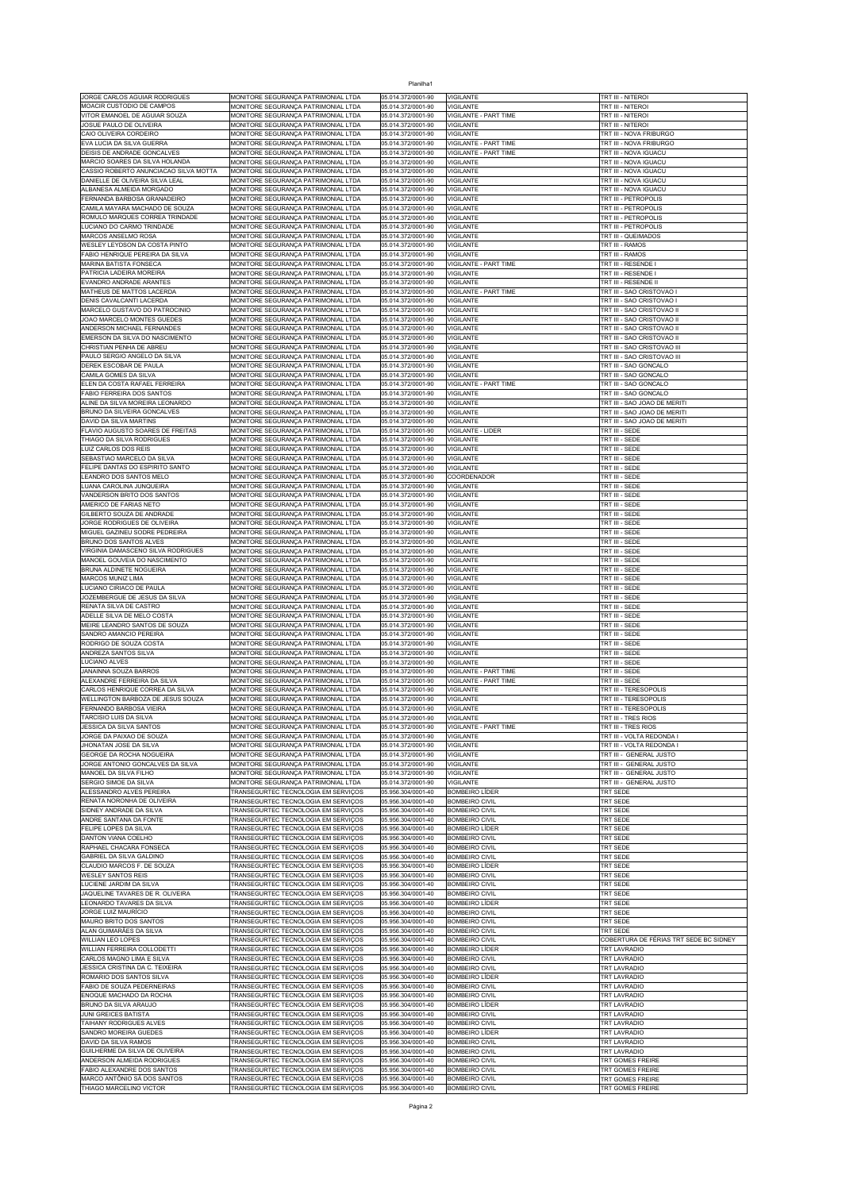| JORGE CARLOS AGUIAR RODRIGUES | MONITORE SEGURANÇA PATRIMONIAL LTDA | 05.014.372/0001-90 | VIGILANTE | TRT III - NITEROI |
|---|---|---|---|---|
| MOACIR CUSTODIO DE CAMPOS | MONITORE SEGURANÇA PATRIMONIAL LTDA | 05.014.372/0001-90 | VIGILANTE | TRT III - NITEROI |
| VITOR EMANOEL DE AGUIAR SOUZA | MONITORE SEGURANÇA PATRIMONIAL LTDA | 05.014.372/0001-90 | VIGILANTE - PART TIME | TRT III - NITEROI |
| JOSUE PAULO DE OLIVEIRA | MONITORE SEGURANÇA PATRIMONIAL LTDA | 05.014.372/0001-90 | VIGILANTE | TRT III - NITEROI |
| CAIO OLIVEIRA CORDEIRO | MONITORE SEGURANÇA PATRIMONIAL LTDA | 05.014.372/0001-90 | VIGILANTE | TRT III - NOVA FRIBURGO |
| EVA LUCIA DA SILVA GUERRA | MONITORE SEGURANÇA PATRIMONIAL LTDA | 05.014.372/0001-90 | VIGILANTE - PART TIME | TRT III - NOVA FRIBURGO |
| DEISIS DE ANDRADE GONCALVES | MONITORE SEGURANÇA PATRIMONIAL LTDA | 05.014.372/0001-90 | VIGILANTE - PART TIME | TRT III - NOVA IGUACU |
| MARCIO SOARES DA SILVA HOLANDA | MONITORE SEGURANÇA PATRIMONIAL LTDA | 05.014.372/0001-90 | VIGILANTE | TRT III - NOVA IGUACU |
| CASSIO ROBERTO ANUNCIACAO SILVA MOTTA | MONITORE SEGURANÇA PATRIMONIAL LTDA | 05.014.372/0001-90 | VIGILANTE | TRT III - NOVA IGUACU |
| DANIELLE DE OLIVEIRA SILVA LEAL | MONITORE SEGURANÇA PATRIMONIAL LTDA | 05.014.372/0001-90 | VIGILANTE | TRT III - NOVA IGUACU |
| ALBANESA ALMEIDA MORGADO | MONITORE SEGURANÇA PATRIMONIAL LTDA | 05.014.372/0001-90 | VIGILANTE | TRT III - NOVA IGUACU |
| FERNANDA BARBOSA GRANADEIRO | MONITORE SEGURANÇA PATRIMONIAL LTDA | 05.014.372/0001-90 | VIGILANTE | TRT III - PETROPOLIS |
| CAMILA MAYARA MACHADO DE SOUZA | MONITORE SEGURANÇA PATRIMONIAL LTDA | 05.014.372/0001-90 | VIGILANTE | TRT III - PETROPOLIS |
| ROMULO MARQUES CORREA TRINDADE | MONITORE SEGURANÇA PATRIMONIAL LTDA | 05.014.372/0001-90 | VIGILANTE | TRT III - PETROPOLIS |
| LUCIANO DO CARMO TRINDADE | MONITORE SEGURANÇA PATRIMONIAL LTDA | 05.014.372/0001-90 | VIGILANTE | TRT III - PETROPOLIS |
| MARCOS ANSELMO ROSA | MONITORE SEGURANÇA PATRIMONIAL LTDA | 05.014.372/0001-90 | VIGILANTE | TRT III - QUEIMADOS |
| WESLEY LEYDSON DA COSTA PINTO | MONITORE SEGURANÇA PATRIMONIAL LTDA | 05.014.372/0001-90 | VIGILANTE | TRT III - RAMOS |
| FABIO HENRIQUE PEREIRA DA SILVA | MONITORE SEGURANÇA PATRIMONIAL LTDA | 05.014.372/0001-90 | VIGILANTE | TRT III - RAMOS |
| MARINA BATISTA FONSECA | MONITORE SEGURANÇA PATRIMONIAL LTDA | 05.014.372/0001-90 | VIGILANTE - PART TIME | TRT III - RESENDE I |
| PATRICIA LADEIRA MOREIRA | MONITORE SEGURANÇA PATRIMONIAL LTDA | 05.014.372/0001-90 | VIGILANTE | TRT III - RESENDE I |
| EVANDRO ANDRADE ARANTES | MONITORE SEGURANÇA PATRIMONIAL LTDA | 05.014.372/0001-90 | VIGILANTE | TRT III - RESENDE II |
| MATHEUS DE MATTOS LACERDA | MONITORE SEGURANÇA PATRIMONIAL LTDA | 05.014.372/0001-90 | VIGILANTE - PART TIME | TRT III - SAO CRISTOVAO I |
| DENIS CAVALCANTI LACERDA | MONITORE SEGURANÇA PATRIMONIAL LTDA | 05.014.372/0001-90 | VIGILANTE | TRT III - SAO CRISTOVAO I |
| MARCELO GUSTAVO DO PATROCINIO | MONITORE SEGURANÇA PATRIMONIAL LTDA | 05.014.372/0001-90 | VIGILANTE | TRT III - SAO CRISTOVAO II |
| JOAO MARCELO MONTES GUEDES | MONITORE SEGURANÇA PATRIMONIAL LTDA | 05.014.372/0001-90 | VIGILANTE | TRT III - SAO CRISTOVAO II |
| ANDERSON MICHAEL FERNANDES | MONITORE SEGURANÇA PATRIMONIAL LTDA | 05.014.372/0001-90 | VIGILANTE | TRT III - SAO CRISTOVAO II |
| EMERSON DA SILVA DO NASCIMENTO | MONITORE SEGURANÇA PATRIMONIAL LTDA | 05.014.372/0001-90 | VIGILANTE | TRT III - SAO CRISTOVAO II |
| CHRISTIAN PENHA DE ABREU | MONITORE SEGURANÇA PATRIMONIAL LTDA | 05.014.372/0001-90 | VIGILANTE | TRT III - SAO CRISTOVAO III |
| PAULO SERGIO ANGELO DA SILVA | MONITORE SEGURANÇA PATRIMONIAL LTDA | 05.014.372/0001-90 | VIGILANTE | TRT III - SAO CRISTOVAO III |
| DEREK ESCOBAR DE PAULA | MONITORE SEGURANÇA PATRIMONIAL LTDA | 05.014.372/0001-90 | VIGILANTE | TRT III - SAO GONCALO |
| CAMILA GOMES DA SILVA | MONITORE SEGURANÇA PATRIMONIAL LTDA | 05.014.372/0001-90 | VIGILANTE | TRT III - SAO GONCALO |
| ELEN DA COSTA RAFAEL FERREIRA | MONITORE SEGURANÇA PATRIMONIAL LTDA | 05.014.372/0001-90 | VIGILANTE - PART TIME | TRT III - SAO GONCALO |
| FABIO FERREIRA DOS SANTOS | MONITORE SEGURANÇA PATRIMONIAL LTDA | 05.014.372/0001-90 | VIGILANTE | TRT III - SAO GONCALO |
| ALINE DA SILVA MOREIRA LEONARDO | MONITORE SEGURANÇA PATRIMONIAL LTDA | 05.014.372/0001-90 | VIGILANTE | TRT III - SAO JOAO DE MERITI |
| BRUNO DA SILVEIRA GONCALVES | MONITORE SEGURANÇA PATRIMONIAL LTDA | 05.014.372/0001-90 | VIGILANTE | TRT III - SAO JOAO DE MERITI |
| DAVID DA SILVA MARTINS | MONITORE SEGURANÇA PATRIMONIAL LTDA | 05.014.372/0001-90 | VIGILANTE | TRT III - SAO JOAO DE MERITI |
| FLAVIO AUGUSTO SOARES DE FREITAS | MONITORE SEGURANÇA PATRIMONIAL LTDA | 05.014.372/0001-90 | VIGILANTE - LIDER | TRT III - SEDE |
| THIAGO DA SILVA RODRIGUES | MONITORE SEGURANÇA PATRIMONIAL LTDA | 05.014.372/0001-90 | VIGILANTE | TRT III - SEDE |
| LUIZ CARLOS DOS REIS | MONITORE SEGURANÇA PATRIMONIAL LTDA | 05.014.372/0001-90 | VIGILANTE | TRT III - SEDE |
| SEBASTIAO MARCELO DA SILVA | MONITORE SEGURANÇA PATRIMONIAL LTDA | 05.014.372/0001-90 | VIGILANTE | TRT III - SEDE |
| FELIPE DANTAS DO ESPIRITO SANTO | MONITORE SEGURANÇA PATRIMONIAL LTDA | 05.014.372/0001-90 | VIGILANTE | TRT III - SEDE |
| LEANDRO DOS SANTOS MELO | MONITORE SEGURANÇA PATRIMONIAL LTDA | 05.014.372/0001-90 | COORDENADOR | TRT III - SEDE |
| LUANA CAROLINA JUNQUEIRA | MONITORE SEGURANÇA PATRIMONIAL LTDA | 05.014.372/0001-90 | VIGILANTE | TRT III - SEDE |
| VANDERSON BRITO DOS SANTOS | MONITORE SEGURANÇA PATRIMONIAL LTDA | 05.014.372/0001-90 | VIGILANTE | TRT III - SEDE |
| AMERICO DE FARIAS NETO | MONITORE SEGURANÇA PATRIMONIAL LTDA | 05.014.372/0001-90 | VIGILANTE | TRT III - SEDE |
| GILBERTO SOUZA DE ANDRADE | MONITORE SEGURANÇA PATRIMONIAL LTDA | 05.014.372/0001-90 | VIGILANTE | TRT III - SEDE |
| JORGE RODRIGUES DE OLIVEIRA | MONITORE SEGURANÇA PATRIMONIAL LTDA | 05.014.372/0001-90 | VIGILANTE | TRT III - SEDE |
| MIGUEL GAZINEU SODRE PEDREIRA | MONITORE SEGURANÇA PATRIMONIAL LTDA | 05.014.372/0001-90 | VIGILANTE | TRT III - SEDE |
| BRUNO DOS SANTOS ALVES | MONITORE SEGURANÇA PATRIMONIAL LTDA | 05.014.372/0001-90 | VIGILANTE | TRT III - SEDE |
| VIRGINIA DAMASCENO SILVA RODRIGUES | MONITORE SEGURANÇA PATRIMONIAL LTDA | 05.014.372/0001-90 | VIGILANTE | TRT III - SEDE |
| MANOEL GOUVEIA DO NASCIMENTO | MONITORE SEGURANÇA PATRIMONIAL LTDA | 05.014.372/0001-90 | VIGILANTE | TRT III - SEDE |
| BRUNA ALDINETE NOGUEIRA | MONITORE SEGURANÇA PATRIMONIAL LTDA | 05.014.372/0001-90 | VIGILANTE | TRT III - SEDE |
| MARCOS MUNIZ LIMA | MONITORE SEGURANÇA PATRIMONIAL LTDA | 05.014.372/0001-90 | VIGILANTE | TRT III - SEDE |
| LUCIANO CIRIACO DE PAULA | MONITORE SEGURANÇA PATRIMONIAL LTDA | 05.014.372/0001-90 | VIGILANTE | TRT III - SEDE |
| JOZEMBERGUE DE JESUS DA SILVA | MONITORE SEGURANÇA PATRIMONIAL LTDA | 05.014.372/0001-90 | VIGILANTE | TRT III - SEDE |
| RENATA SILVA DE CASTRO | MONITORE SEGURANÇA PATRIMONIAL LTDA | 05.014.372/0001-90 | VIGILANTE | TRT III - SEDE |
| ADELLE SILVA DE MELO COSTA | MONITORE SEGURANÇA PATRIMONIAL LTDA | 05.014.372/0001-90 | VIGILANTE | TRT III - SEDE |
| MEIRE LEANDRO SANTOS DE SOUZA | MONITORE SEGURANÇA PATRIMONIAL LTDA | 05.014.372/0001-90 | VIGILANTE | TRT III - SEDE |
| SANDRO AMANCIO PEREIRA | MONITORE SEGURANÇA PATRIMONIAL LTDA | 05.014.372/0001-90 | VIGILANTE | TRT III - SEDE |
| RODRIGO DE SOUZA COSTA | MONITORE SEGURANÇA PATRIMONIAL LTDA | 05.014.372/0001-90 | VIGILANTE | TRT III - SEDE |
| ANDREZA SANTOS SILVA | MONITORE SEGURANÇA PATRIMONIAL LTDA | 05.014.372/0001-90 | VIGILANTE | TRT III - SEDE |
| LUCIANO ALVES | MONITORE SEGURANÇA PATRIMONIAL LTDA | 05.014.372/0001-90 | VIGILANTE | TRT III - SEDE |
| JANAINNA SOUZA BARROS | MONITORE SEGURANÇA PATRIMONIAL LTDA | 05.014.372/0001-90 | VIGILANTE - PART TIME | TRT III - SEDE |
| ALEXANDRE FERREIRA DA SILVA | MONITORE SEGURANÇA PATRIMONIAL LTDA | 05.014.372/0001-90 | VIGILANTE - PART TIME | TRT III - SEDE |
| CARLOS HENRIQUE CORREA DA SILVA | MONITORE SEGURANÇA PATRIMONIAL LTDA | 05.014.372/0001-90 | VIGILANTE | TRT III - TERESOPOLIS |
| WELLINGTON BARBOZA DE JESUS SOUZA | MONITORE SEGURANÇA PATRIMONIAL LTDA | 05.014.372/0001-90 | VIGILANTE | TRT III - TERESOPOLIS |
| FERNANDO BARBOSA VIEIRA | MONITORE SEGURANÇA PATRIMONIAL LTDA | 05.014.372/0001-90 | VIGILANTE | TRT III - TERESOPOLIS |
| TARCISIO LUIS DA SILVA | MONITORE SEGURANÇA PATRIMONIAL LTDA | 05.014.372/0001-90 | VIGILANTE | TRT III - TRES RIOS |
| JESSICA DA SILVA SANTOS | MONITORE SEGURANÇA PATRIMONIAL LTDA | 05.014.372/0001-90 | VIGILANTE - PART TIME | TRT III - TRES RIOS |
| JORGE DA PAIXAO DE SOUZA | MONITORE SEGURANÇA PATRIMONIAL LTDA | 05.014.372/0001-90 | VIGILANTE | TRT III - VOLTA REDONDA I |
| JHONATAN JOSE DA SILVA | MONITORE SEGURANÇA PATRIMONIAL LTDA | 05.014.372/0001-90 | VIGILANTE | TRT III - VOLTA REDONDA I |
| GEORGE DA ROCHA NOGUEIRA | MONITORE SEGURANÇA PATRIMONIAL LTDA | 05.014.372/0001-90 | VIGILANTE | TRT III - GENERAL JUSTO |
| JORGE ANTONIO GONCALVES DA SILVA | MONITORE SEGURANÇA PATRIMONIAL LTDA | 05.014.372/0001-90 | VIGILANTE | TRT III - GENERAL JUSTO |
| MANOEL DA SILVA FILHO | MONITORE SEGURANÇA PATRIMONIAL LTDA | 05.014.372/0001-90 | VIGILANTE | TRT III - GENERAL JUSTO |
| SERGIO SIMOE DA SILVA | MONITORE SEGURANÇA PATRIMONIAL LTDA | 05.014.372/0001-90 | VIGILANTE | TRT III - GENERAL JUSTO |
| ALESSANDRO ALVES PEREIRA | TRANSEGURTEC TECNOLOGIA EM SERVIÇOS | 05.956.304/0001-40 | BOMBEIRO LÍDER | TRT SEDE |
| RENATA NORONHA DE OLIVEIRA | TRANSEGURTEC TECNOLOGIA EM SERVIÇOS | 05.956.304/0001-40 | BOMBEIRO CIVIL | TRT SEDE |
| SIDNEY ANDRADE DA SILVA | TRANSEGURTEC TECNOLOGIA EM SERVIÇOS | 05.956.304/0001-40 | BOMBEIRO CIVIL | TRT SEDE |
| ANDRE SANTANA DA FONTE | TRANSEGURTEC TECNOLOGIA EM SERVIÇOS | 05.956.304/0001-40 | BOMBEIRO CIVIL | TRT SEDE |
| FELIPE LOPES DA SILVA | TRANSEGURTEC TECNOLOGIA EM SERVIÇOS | 05.956.304/0001-40 | BOMBEIRO LÍDER | TRT SEDE |
| DANTON VIANA COELHO | TRANSEGURTEC TECNOLOGIA EM SERVIÇOS | 05.956.304/0001-40 | BOMBEIRO CIVIL | TRT SEDE |
| RAPHAEL CHACARA FONSECA | TRANSEGURTEC TECNOLOGIA EM SERVIÇOS | 05.956.304/0001-40 | BOMBEIRO CIVIL | TRT SEDE |
| GABRIEL DA SILVA GALDINO | TRANSEGURTEC TECNOLOGIA EM SERVIÇOS | 05.956.304/0001-40 | BOMBEIRO CIVIL | TRT SEDE |
| CLAUDIO MARCOS F. DE SOUZA | TRANSEGURTEC TECNOLOGIA EM SERVIÇOS | 05.956.304/0001-40 | BOMBEIRO LÍDER | TRT SEDE |
| WESLEY SANTOS REIS | TRANSEGURTEC TECNOLOGIA EM SERVIÇOS | 05.956.304/0001-40 | BOMBEIRO CIVIL | TRT SEDE |
| LUCIENE JARDIM DA SILVA | TRANSEGURTEC TECNOLOGIA EM SERVIÇOS | 05.956.304/0001-40 | BOMBEIRO CIVIL | TRT SEDE |
| JAQUELINE TAVARES DE R. OLIVEIRA | TRANSEGURTEC TECNOLOGIA EM SERVIÇOS | 05.956.304/0001-40 | BOMBEIRO CIVIL | TRT SEDE |
| LEONARDO TAVARES DA SILVA | TRANSEGURTEC TECNOLOGIA EM SERVIÇOS | 05.956.304/0001-40 | BOMBEIRO LÍDER | TRT SEDE |
| JORGE LUIZ MAURICIO | TRANSEGURTEC TECNOLOGIA EM SERVIÇOS | 05.956.304/0001-40 | BOMBEIRO CIVIL | TRT SEDE |
| MAURO BRITO DOS SANTOS | TRANSEGURTEC TECNOLOGIA EM SERVIÇOS | 05.956.304/0001-40 | BOMBEIRO CIVIL | TRT SEDE |
| ALAN GUIMARÃES DA SILVA | TRANSEGURTEC TECNOLOGIA EM SERVIÇOS | 05.956.304/0001-40 | BOMBEIRO CIVIL | TRT SEDE |
| WILLIAN LEO LOPES | TRANSEGURTEC TECNOLOGIA EM SERVIÇOS | 05.956.304/0001-40 | BOMBEIRO CIVIL | COBERTURA DE FÉRIAS TRT SEDE BC SIDNEY |
| WILLIAN FERREIRA COLLODETTI | TRANSEGURTEC TECNOLOGIA EM SERVIÇOS | 05.956.304/0001-40 | BOMBEIRO LÍDER | TRT LAVRADIO |
| CARLOS MAGNO LIMA E SILVA | TRANSEGURTEC TECNOLOGIA EM SERVIÇOS | 05.956.304/0001-40 | BOMBEIRO CIVIL | TRT LAVRADIO |
| JESSICA CRISTINA DA C. TEIXEIRA | TRANSEGURTEC TECNOLOGIA EM SERVIÇOS | 05.956.304/0001-40 | BOMBEIRO CIVIL | TRT LAVRADIO |
| ROMARIO DOS SANTOS SILVA | TRANSEGURTEC TECNOLOGIA EM SERVIÇOS | 05.956.304/0001-40 | BOMBEIRO LÍDER | TRT LAVRADIO |
| FABIO DE SOUZA PEDERNEIRAS | TRANSEGURTEC TECNOLOGIA EM SERVIÇOS | 05.956.304/0001-40 | BOMBEIRO CIVIL | TRT LAVRADIO |
| ENOQUE MACHADO DA ROCHA | TRANSEGURTEC TECNOLOGIA EM SERVIÇOS | 05.956.304/0001-40 | BOMBEIRO CIVIL | TRT LAVRADIO |
| BRUNO DA SILVA ARAUJO | TRANSEGURTEC TECNOLOGIA EM SERVIÇOS | 05.956.304/0001-40 | BOMBEIRO LÍDER | TRT LAVRADIO |
| JUNI GREICES BATISTA | TRANSEGURTEC TECNOLOGIA EM SERVIÇOS | 05.956.304/0001-40 | BOMBEIRO CIVIL | TRT LAVRADIO |
| TAIHANY RODRIGUES ALVES | TRANSEGURTEC TECNOLOGIA EM SERVIÇOS | 05.956.304/0001-40 | BOMBEIRO CIVIL | TRT LAVRADIO |
| SANDRO MOREIRA GUEDES | TRANSEGURTEC TECNOLOGIA EM SERVIÇOS | 05.956.304/0001-40 | BOMBEIRO LÍDER | TRT LAVRADIO |
| DAVID DA SILVA RAMOS | TRANSEGURTEC TECNOLOGIA EM SERVIÇOS | 05.956.304/0001-40 | BOMBEIRO CIVIL | TRT LAVRADIO |
| GUILHERME DA SILVA DE OLIVEIRA | TRANSEGURTEC TECNOLOGIA EM SERVIÇOS | 05.956.304/0001-40 | BOMBEIRO CIVIL | TRT LAVRADIO |
| ANDERSON ALMEIDA RODRIGUES | TRANSEGURTEC TECNOLOGIA EM SERVIÇOS | 05.956.304/0001-40 | BOMBEIRO CIVIL | TRT GOMES FREIRE |
| FABIO ALEXANDRE DOS SANTOS | TRANSEGURTEC TECNOLOGIA EM SERVIÇOS | 05.956.304/0001-40 | BOMBEIRO CIVIL | TRT GOMES FREIRE |
| MARCO ANTÔNIO SÁ DOS SANTOS | TRANSEGURTEC TECNOLOGIA EM SERVIÇOS | 05.956.304/0001-40 | BOMBEIRO CIVIL | TRT GOMES FREIRE |
| THIAGO MARCELINO VICTOR | TRANSEGURTEC TECNOLOGIA EM SERVIÇOS | 05.956.304/0001-40 | BOMBEIRO CIVIL | TRT GOMES FREIRE |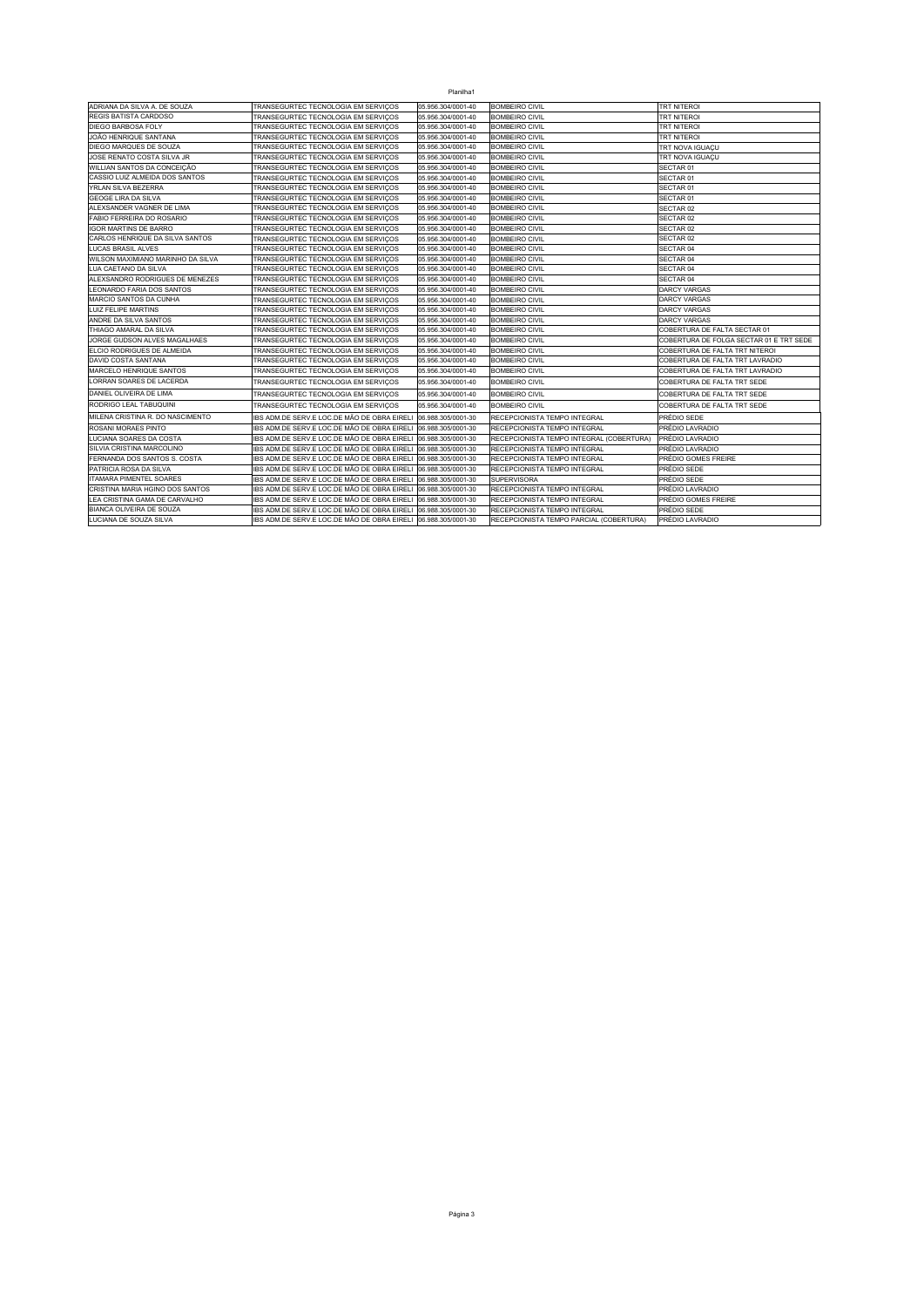| | | | | |
|---|---|---|---|---|
| ADRIANA DA SILVA A. DE SOUZA | TRANSEGURTEC TECNOLOGIA EM SERVIÇOS | 05.956.304/0001-40 | BOMBEIRO CIVIL | TRT NITEROI |
| REGIS BATISTA CARDOSO | TRANSEGURTEC TECNOLOGIA EM SERVIÇOS | 05.956.304/0001-40 | BOMBEIRO CIVIL | TRT NITEROI |
| DIEGO BARBOSA FOLY | TRANSEGURTEC TECNOLOGIA EM SERVIÇOS | 05.956.304/0001-40 | BOMBEIRO CIVIL | TRT NITEROI |
| JOÃO HENRIQUE SANTANA | TRANSEGURTEC TECNOLOGIA EM SERVIÇOS | 05.956.304/0001-40 | BOMBEIRO CIVIL | TRT NITEROI |
| DIEGO MARQUES DE SOUZA | TRANSEGURTEC TECNOLOGIA EM SERVIÇOS | 05.956.304/0001-40 | BOMBEIRO CIVIL | TRT NOVA IGUAÇU |
| JOSE RENATO COSTA SILVA JR | TRANSEGURTEC TECNOLOGIA EM SERVIÇOS | 05.956.304/0001-40 | BOMBEIRO CIVIL | TRT NOVA IGUAÇU |
| WILLIAN SANTOS DA CONCEIÇÃO | TRANSEGURTEC TECNOLOGIA EM SERVIÇOS | 05.956.304/0001-40 | BOMBEIRO CIVIL | SECTAR 01 |
| CASSIO LUIZ ALMEIDA DOS SANTOS | TRANSEGURTEC TECNOLOGIA EM SERVIÇOS | 05.956.304/0001-40 | BOMBEIRO CIVIL | SECTAR 01 |
| YRLAN SILVA BEZERRA | TRANSEGURTEC TECNOLOGIA EM SERVIÇOS | 05.956.304/0001-40 | BOMBEIRO CIVIL | SECTAR 01 |
| GEOGE LIRA DA SILVA | TRANSEGURTEC TECNOLOGIA EM SERVIÇOS | 05.956.304/0001-40 | BOMBEIRO CIVIL | SECTAR 01 |
| ALEXSANDER VAGNER DE LIMA | TRANSEGURTEC TECNOLOGIA EM SERVIÇOS | 05.956.304/0001-40 | BOMBEIRO CIVIL | SECTAR 02 |
| FABIO FERREIRA DO ROSARIO | TRANSEGURTEC TECNOLOGIA EM SERVIÇOS | 05.956.304/0001-40 | BOMBEIRO CIVIL | SECTAR 02 |
| IGOR MARTINS DE BARRO | TRANSEGURTEC TECNOLOGIA EM SERVIÇOS | 05.956.304/0001-40 | BOMBEIRO CIVIL | SECTAR 02 |
| CARLOS HENRIQUE DA SILVA SANTOS | TRANSEGURTEC TECNOLOGIA EM SERVIÇOS | 05.956.304/0001-40 | BOMBEIRO CIVIL | SECTAR 02 |
| LUCAS BRASIL ALVES | TRANSEGURTEC TECNOLOGIA EM SERVIÇOS | 05.956.304/0001-40 | BOMBEIRO CIVIL | SECTAR 04 |
| WILSON MAXIMIANO MARINHO DA SILVA | TRANSEGURTEC TECNOLOGIA EM SERVIÇOS | 05.956.304/0001-40 | BOMBEIRO CIVIL | SECTAR 04 |
| LUA CAETANO DA SILVA | TRANSEGURTEC TECNOLOGIA EM SERVIÇOS | 05.956.304/0001-40 | BOMBEIRO CIVIL | SECTAR 04 |
| ALEXSANDRO RODRIGUES DE MENEZES | TRANSEGURTEC TECNOLOGIA EM SERVIÇOS | 05.956.304/0001-40 | BOMBEIRO CIVIL | SECTAR 04 |
| LEONARDO FARIA DOS SANTOS | TRANSEGURTEC TECNOLOGIA EM SERVIÇOS | 05.956.304/0001-40 | BOMBEIRO CIVIL | DARCY VARGAS |
| MARCIO SANTOS DA CUNHA | TRANSEGURTEC TECNOLOGIA EM SERVIÇOS | 05.956.304/0001-40 | BOMBEIRO CIVIL | DARCY VARGAS |
| LUIZ FELIPE MARTINS | TRANSEGURTEC TECNOLOGIA EM SERVIÇOS | 05.956.304/0001-40 | BOMBEIRO CIVIL | DARCY VARGAS |
| ANDRE DA SILVA SANTOS | TRANSEGURTEC TECNOLOGIA EM SERVIÇOS | 05.956.304/0001-40 | BOMBEIRO CIVIL | DARCY VARGAS |
| THIAGO AMARAL DA SILVA | TRANSEGURTEC TECNOLOGIA EM SERVIÇOS | 05.956.304/0001-40 | BOMBEIRO CIVIL | COBERTURA DE FALTA SECTAR 01 |
| JORGE GUDSON ALVES MAGALHAES | TRANSEGURTEC TECNOLOGIA EM SERVIÇOS | 05.956.304/0001-40 | BOMBEIRO CIVIL | COBERTURA DE FOLGA SECTAR 01 E TRT SEDE |
| ELCIO RODRIGUES DE ALMEIDA | TRANSEGURTEC TECNOLOGIA EM SERVIÇOS | 05.956.304/0001-40 | BOMBEIRO CIVIL | COBERTURA DE FALTA TRT NITEROI |
| DAVID COSTA SANTANA | TRANSEGURTEC TECNOLOGIA EM SERVIÇOS | 05.956.304/0001-40 | BOMBEIRO CIVIL | COBERTURA DE FALTA TRT LAVRADIO |
| MARCELO HENRIQUE SANTOS | TRANSEGURTEC TECNOLOGIA EM SERVIÇOS | 05.956.304/0001-40 | BOMBEIRO CIVIL | COBERTURA DE FALTA TRT LAVRADIO |
| LORRAN SOARES DE LACERDA | TRANSEGURTEC TECNOLOGIA EM SERVIÇOS | 05.956.304/0001-40 | BOMBEIRO CIVIL | COBERTURA DE FALTA TRT SEDE |
| DANIEL OLIVEIRA DE LIMA | TRANSEGURTEC TECNOLOGIA EM SERVIÇOS | 05.956.304/0001-40 | BOMBEIRO CIVIL | COBERTURA DE FALTA TRT SEDE |
| RODRIGO LEAL TABUQUINI | TRANSEGURTEC TECNOLOGIA EM SERVIÇOS | 05.956.304/0001-40 | BOMBEIRO CIVIL | COBERTURA DE FALTA TRT SEDE |
| MILENA CRISTINA R. DO NASCIMENTO | IBS ADM.DE SERV.E LOC.DE MÃO DE OBRA EIRELI | 06.988.305/0001-30 | RECEPCIONISTA TEMPO INTEGRAL | PRÉDIO SEDE |
| ROSANI MORAES PINTO | IBS ADM.DE SERV.E LOC.DE MÃO DE OBRA EIRELI | 06.988.305/0001-30 | RECEPCIONISTA TEMPO INTEGRAL | PRÉDIO LAVRADIO |
| LUCIANA SOARES DA COSTA | IBS ADM.DE SERV.E LOC.DE MÃO DE OBRA EIRELI | 06.988.305/0001-30 | RECEPCIONISTA TEMPO INTEGRAL (COBERTURA) | PRÉDIO LAVRADIO |
| SILVIA CRISTINA MARCOLINO | IBS ADM.DE SERV.E LOC.DE MÃO DE OBRA EIRELI | 06.988.305/0001-30 | RECEPCIONISTA TEMPO INTEGRAL | PRÉDIO LAVRADIO |
| FERNANDA DOS SANTOS S. COSTA | IBS ADM.DE SERV.E LOC.DE MÃO DE OBRA EIRELI | 06.988.305/0001-30 | RECEPCIONISTA TEMPO INTEGRAL | PRÉDIO GOMES FREIRE |
| PATRICIA ROSA DA SILVA | IBS ADM.DE SERV.E LOC.DE MÃO DE OBRA EIRELI | 06.988.305/0001-30 | RECEPCIONISTA TEMPO INTEGRAL | PRÉDIO SEDE |
| ITAMARA PIMENTEL SOARES | IBS ADM.DE SERV.E LOC.DE MÃO DE OBRA EIRELI | 06.988.305/0001-30 | SUPERVISORA | PRÉDIO SEDE |
| CRISTINA MARIA HGINO DOS SANTOS | IBS ADM.DE SERV.E LOC.DE MÃO DE OBRA EIRELI | 06.988.305/0001-30 | RECEPCIONISTA TEMPO INTEGRAL | PRÉDIO LAVRADIO |
| LEA CRISTINA GAMA DE CARVALHO | IBS ADM.DE SERV.E LOC.DE MÃO DE OBRA EIRELI | 06.988.305/0001-30 | RECEPCIONISTA TEMPO INTEGRAL | PRÉDIO GOMES FREIRE |
| BIANCA OLIVEIRA DE SOUZA | IBS ADM.DE SERV.E LOC.DE MÃO DE OBRA EIRELI | 06.988.305/0001-30 | RECEPCIONISTA TEMPO INTEGRAL | PRÉDIO SEDE |
| LUCIANA DE SOUZA SILVA | IBS ADM.DE SERV.E LOC.DE MÃO DE OBRA EIRELI | 06.988.305/0001-30 | RECEPCIONISTA TEMPO PARCIAL (COBERTURA) | PRÉDIO LAVRADIO |